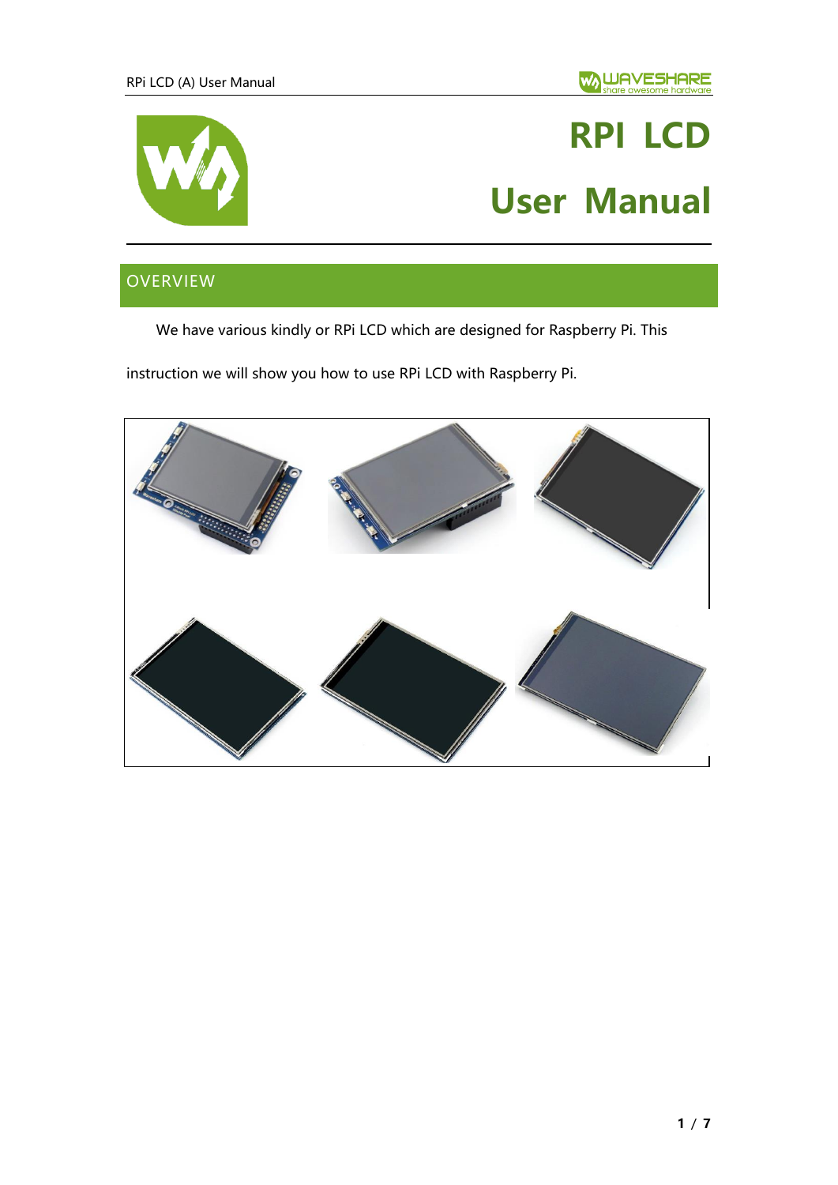# RPI LCD

# User Manual

## OVERVIEW

We have various kindly or RPi LCD which are designed for Raspberry Pi. This instruction we will show you how to use RPi LCD with Raspberry Pi.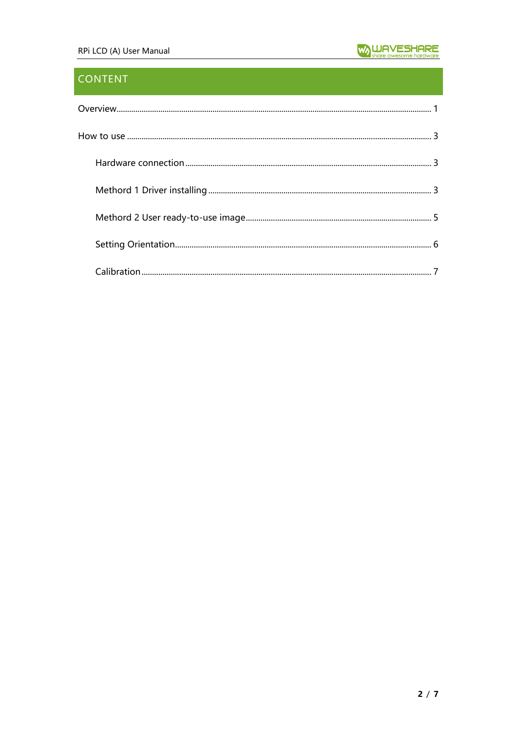# CONTENT

Overview........................................................................................................................................... 1

How to use ....................................................................................................................................... 3

- Hardware connection ........................................................................................................... 3
- Methord 1 Driver installing ................................................................................................ 3
- Methord 2 User ready-to-use image.................................................................................. 5
- Setting Orientation............................................................................................................... 6
- Calibration ............................................................................................................................. 7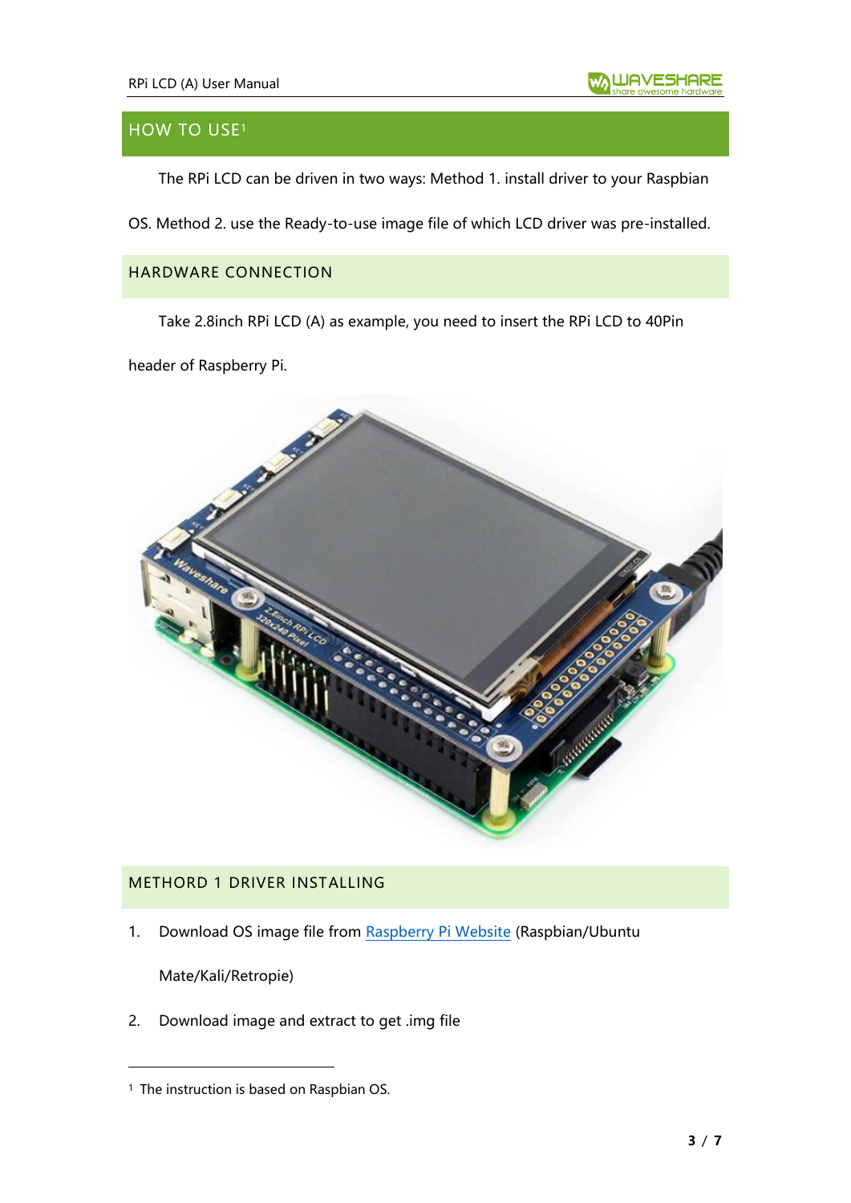## HOW TO USE[1]

The RPi LCD can be driven in two ways: Method 1. install driver to your Raspbian OS. Method 2. use the Ready-to-use image file of which LCD driver was pre-installed.

### HARDWARE CONNECTION

Take 2.8inch RPi LCD (A) as example, you need to insert the RPi LCD to 40Pin header of Raspberry Pi.

### METHORD 1 DRIVER INSTALLING

1. Download OS image file from [Raspberry Pi Website](https://www.raspberrypi.org/downloads/) (Raspbian/Ubuntu Mate/Kali/Retropie)
2. Download image and extract to get .img file

[1] The instruction is based on Raspbian OS.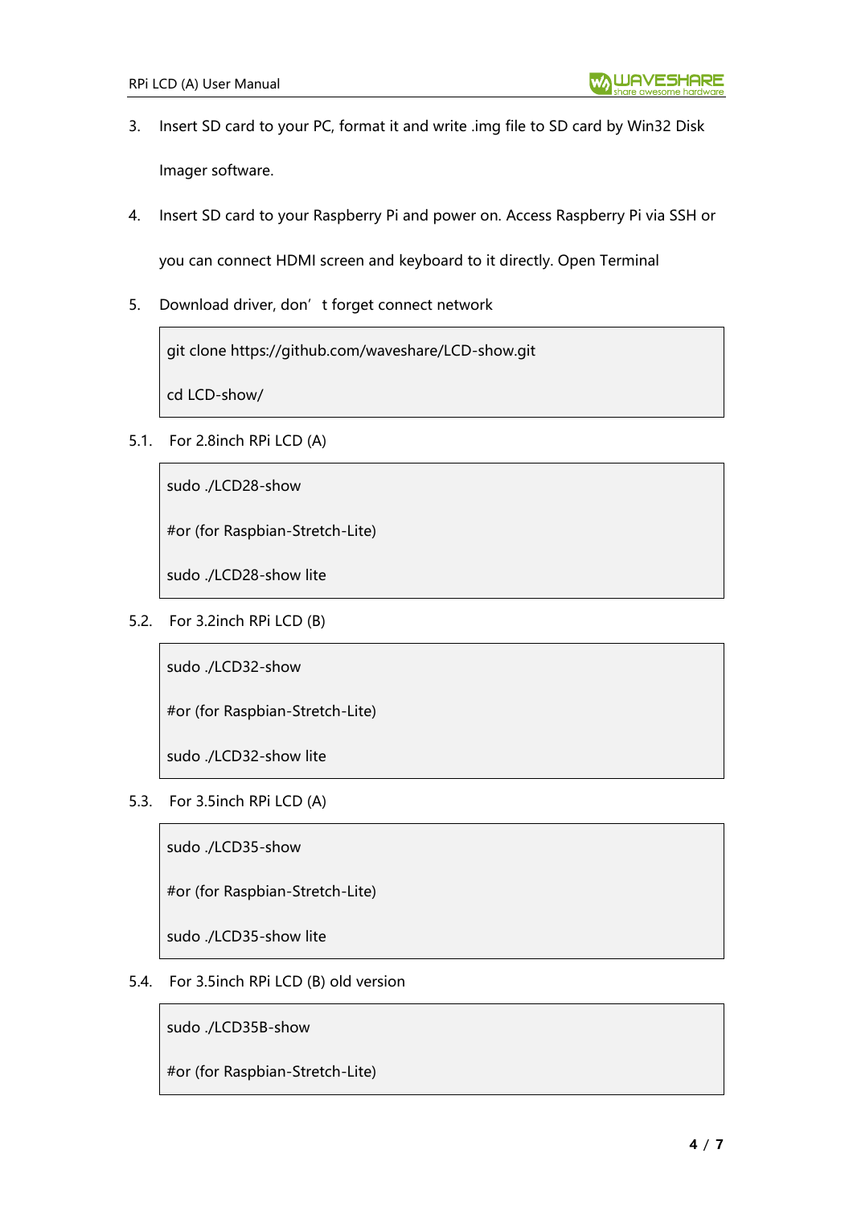3. Insert SD card to your PC, format it and write .img file to SD card by Win32 Disk Imager software.
4. Insert SD card to your Raspberry Pi and power on. Access Raspberry Pi via SSH or you can connect HDMI screen and keyboard to it directly. Open Terminal
5. Download driver, don't forget connect network

```
git clone https://github.com/waveshare/LCD-show.git
cd LCD-show/
```

5.1. For 2.8inch RPi LCD (A)

```
sudo ./LCD28-show
#or (for Raspbian-Stretch-Lite)
sudo ./LCD28-show lite
```

5.2. For 3.2inch RPi LCD (B)

```
sudo ./LCD32-show
#or (for Raspbian-Stretch-Lite)
sudo ./LCD32-show lite
```

5.3. For 3.5inch RPi LCD (A)

```
sudo ./LCD35-show
#or (for Raspbian-Stretch-Lite)
sudo ./LCD35-show lite
```

5.4. For 3.5inch RPi LCD (B) old version

```
sudo ./LCD35B-show
#or (for Raspbian-Stretch-Lite)
```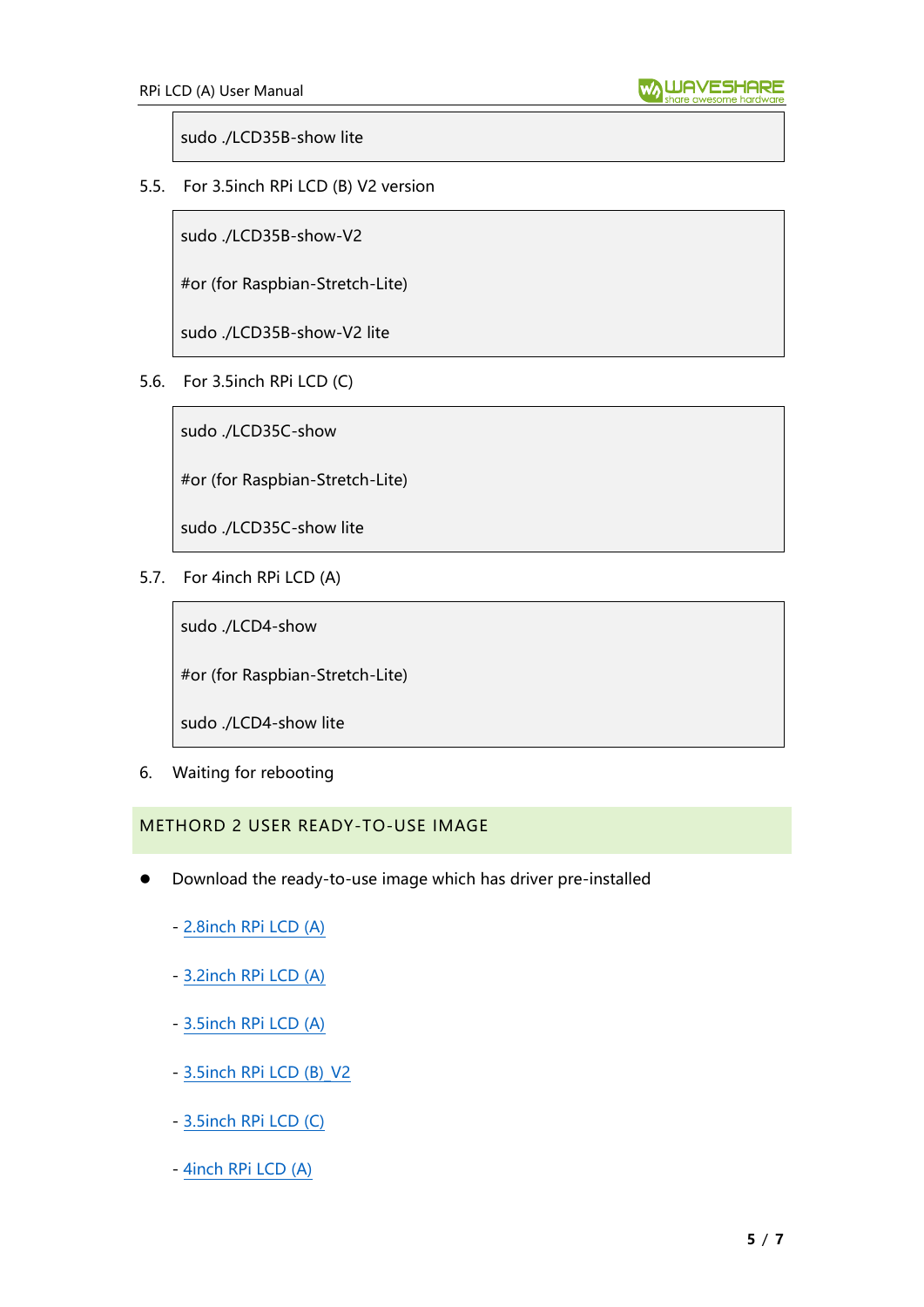```
sudo ./LCD35B-show lite
```

5.5. For 3.5inch RPi LCD (B) V2 version

```
sudo ./LCD35B-show-V2

#or (for Raspbian-Stretch-Lite)

sudo ./LCD35B-show-V2 lite
```

5.6. For 3.5inch RPi LCD (C)

```
sudo ./LCD35C-show

#or (for Raspbian-Stretch-Lite)

sudo ./LCD35C-show lite
```

5.7. For 4inch RPi LCD (A)

```
sudo ./LCD4-show

#or (for Raspbian-Stretch-Lite)

sudo ./LCD4-show lite
```

6. Waiting for rebooting

## METHORD 2 USER READY-TO-USE IMAGE

- Download the ready-to-use image which has driver pre-installed

  - 2.8inch RPi LCD (A)

  - 3.2inch RPi LCD (A)

  - 3.5inch RPi LCD (A)

  - 3.5inch RPi LCD (B)_V2

  - 3.5inch RPi LCD (C)

  - 4inch RPi LCD (A)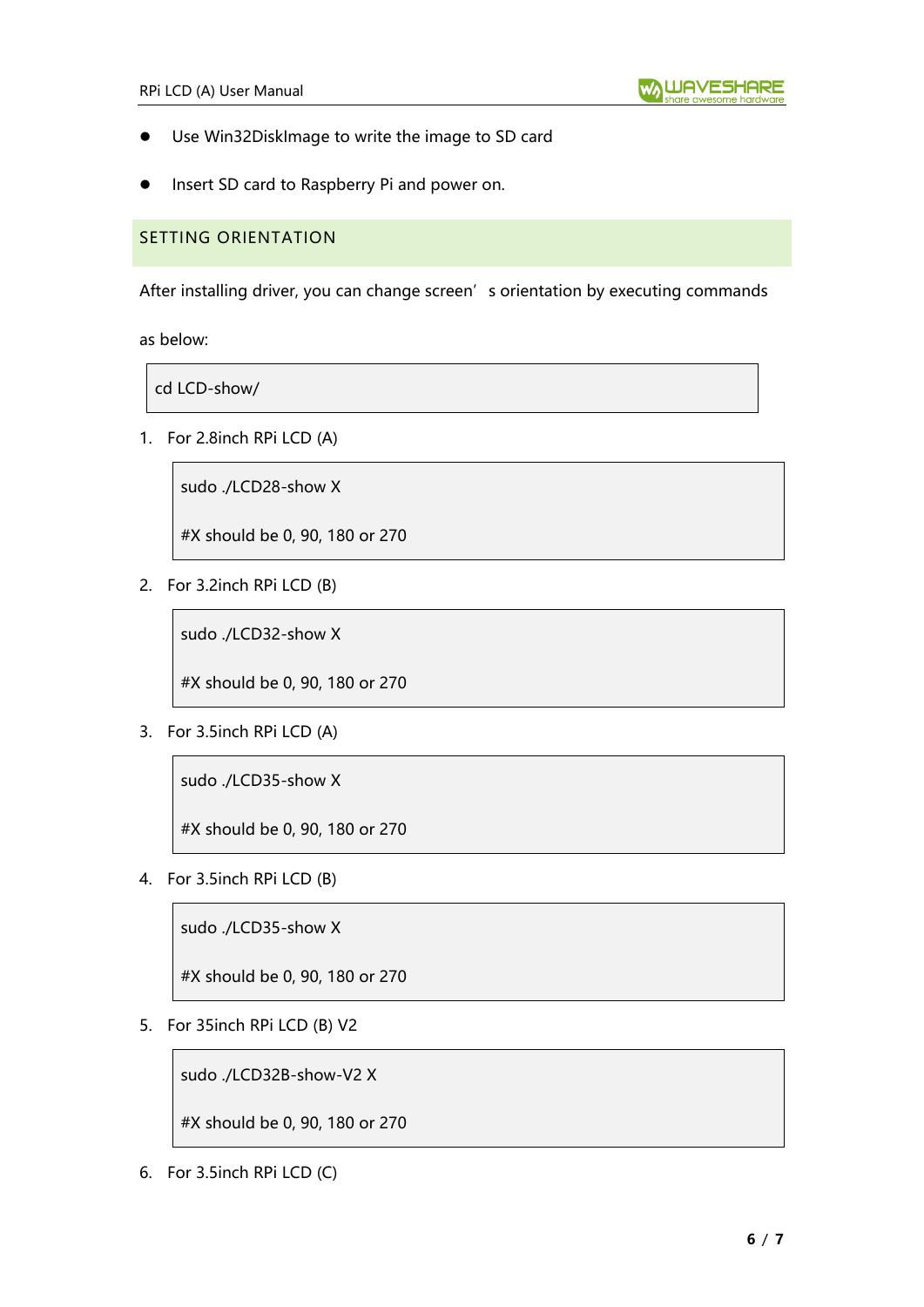- Use Win32DiskImage to write the image to SD card
- Insert SD card to Raspberry Pi and power on.

## SETTING ORIENTATION

After installing driver, you can change screen's orientation by executing commands as below:

```
cd LCD-show/
```

1. For 2.8inch RPi LCD (A)

```
sudo ./LCD28-show X
#X should be 0, 90, 180 or 270
```

2. For 3.2inch RPi LCD (B)

```
sudo ./LCD32-show X
#X should be 0, 90, 180 or 270
```

3. For 3.5inch RPi LCD (A)

```
sudo ./LCD35-show X
#X should be 0, 90, 180 or 270
```

4. For 3.5inch RPi LCD (B)

```
sudo ./LCD35-show X
#X should be 0, 90, 180 or 270
```

5. For 35inch RPi LCD (B) V2

```
sudo ./LCD32B-show-V2 X
#X should be 0, 90, 180 or 270
```

6. For 3.5inch RPi LCD (C)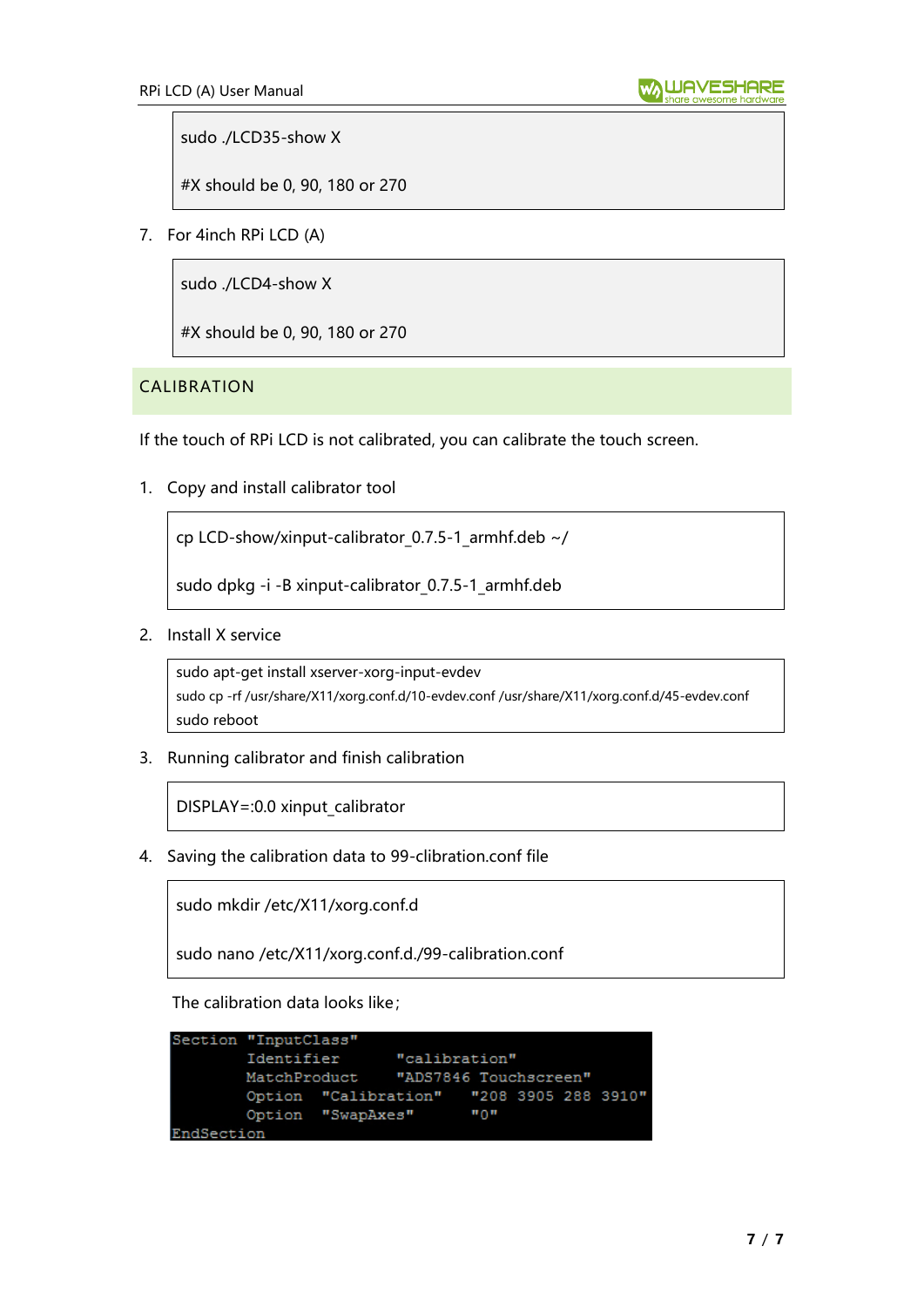```
sudo ./LCD35-show X

#X should be 0, 90, 180 or 270
```

7. For 4inch RPi LCD (A)

```
sudo ./LCD4-show X

#X should be 0, 90, 180 or 270
```

## CALIBRATION

If the touch of RPi LCD is not calibrated, you can calibrate the touch screen.

1. Copy and install calibrator tool

```
cp LCD-show/xinput-calibrator_0.7.5-1_armhf.deb ~/

sudo dpkg -i -B xinput-calibrator_0.7.5-1_armhf.deb
```

2. Install X service

```
sudo apt-get install xserver-xorg-input-evdev
sudo cp -rf /usr/share/X11/xorg.conf.d/10-evdev.conf /usr/share/X11/xorg.conf.d/45-evdev.conf
sudo reboot
```

3. Running calibrator and finish calibration

```
DISPLAY=:0.0 xinput_calibrator
```

4. Saving the calibration data to 99-clibration.conf file

```
sudo mkdir /etc/X11/xorg.conf.d

sudo nano /etc/X11/xorg.conf.d./99-calibration.conf
```

The calibration data looks like；

```
Section "InputClass"
        Identifier      "calibration"
        MatchProduct    "ADS7846 Touchscreen"
        Option  "Calibration"   "208 3905 288 3910"
        Option  "SwapAxes"      "0"
EndSection
```